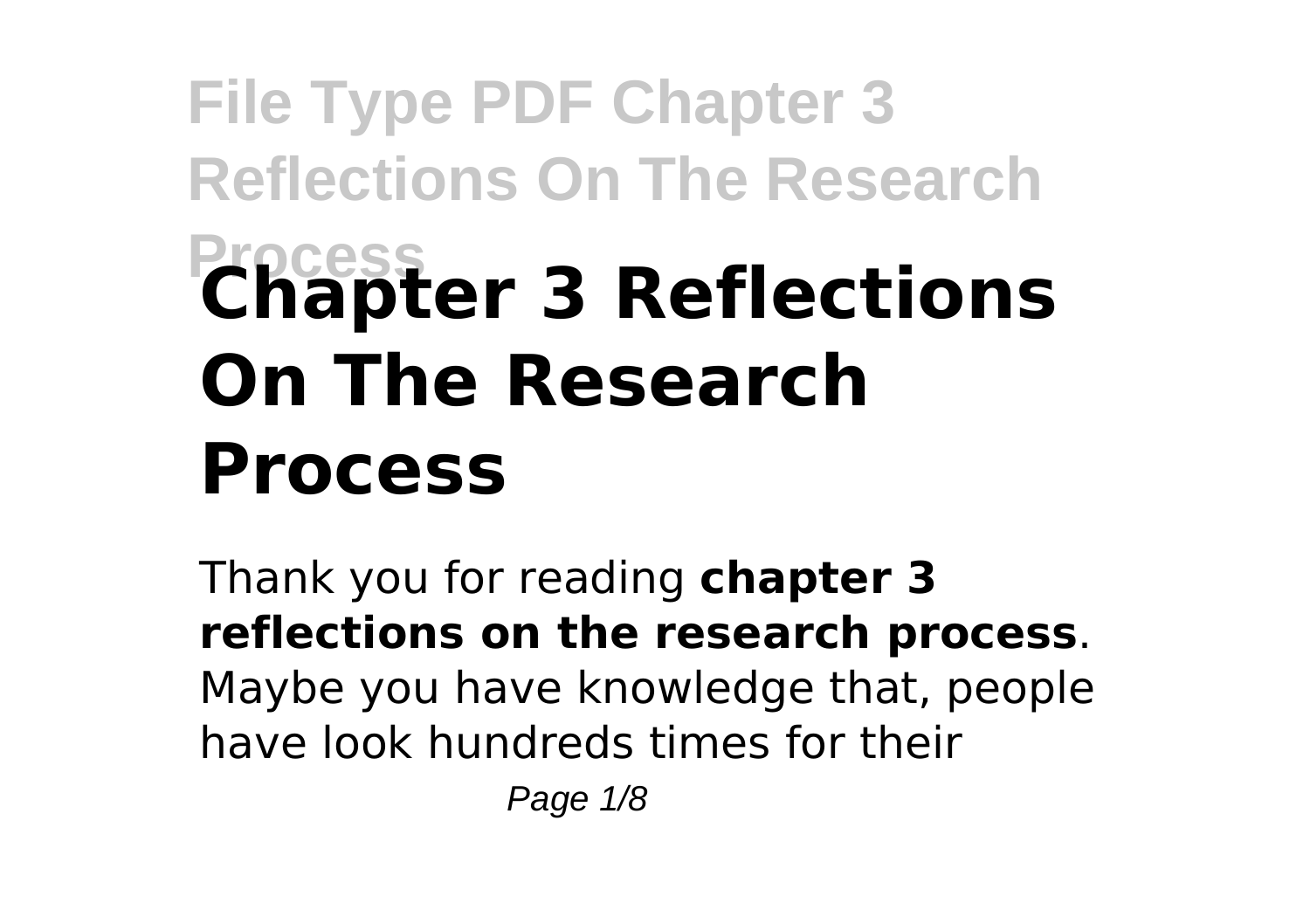# Chapter 3 Reflections On The Research Process

Thank you for reading **chapter 3 reflections on the research process**. Maybe you have knowledge that, people have look hundreds times for their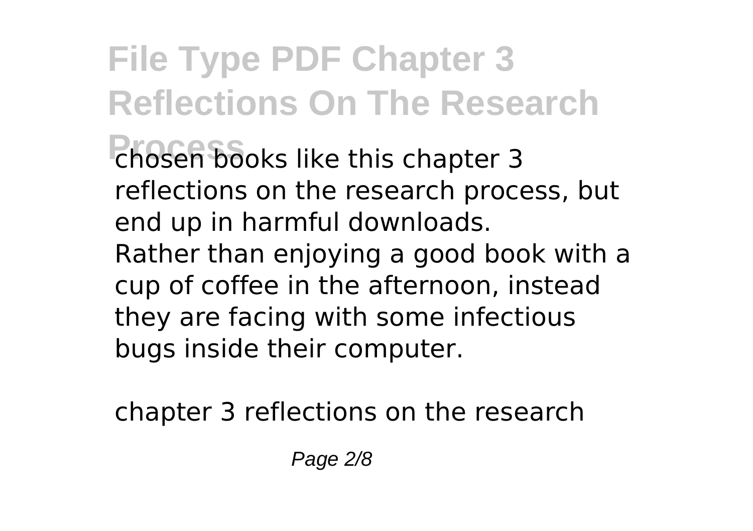chosen books like this chapter 3 reflections on the research process, but end up in harmful downloads.
Rather than enjoying a good book with a cup of coffee in the afternoon, instead they are facing with some infectious bugs inside their computer.

chapter 3 reflections on the research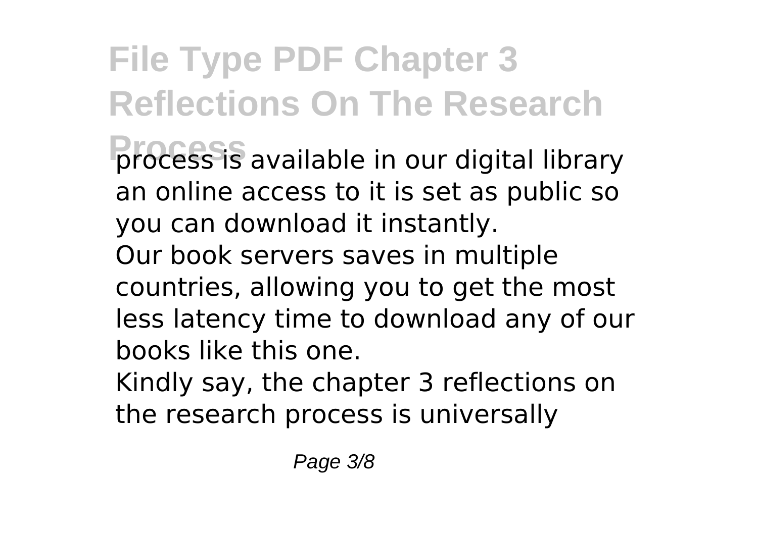process is available in our digital library an online access to it is set as public so you can download it instantly.

Our book servers saves in multiple countries, allowing you to get the most less latency time to download any of our books like this one.

Kindly say, the chapter 3 reflections on the research process is universally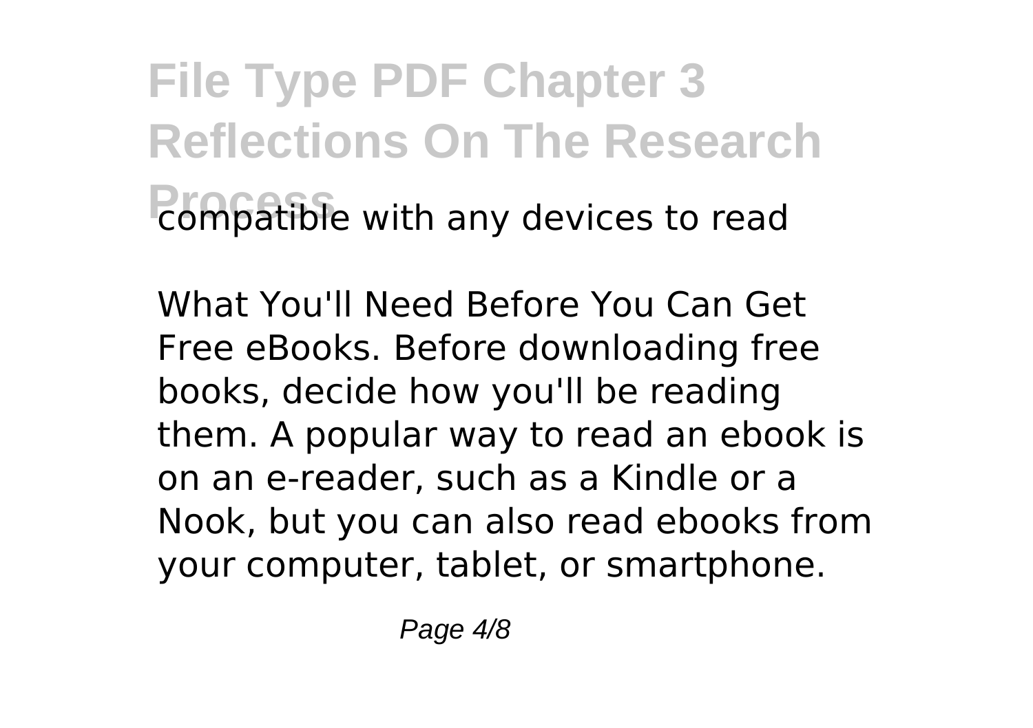compatible with any devices to read

What You'll Need Before You Can Get Free eBooks. Before downloading free books, decide how you'll be reading them. A popular way to read an ebook is on an e-reader, such as a Kindle or a Nook, but you can also read ebooks from your computer, tablet, or smartphone.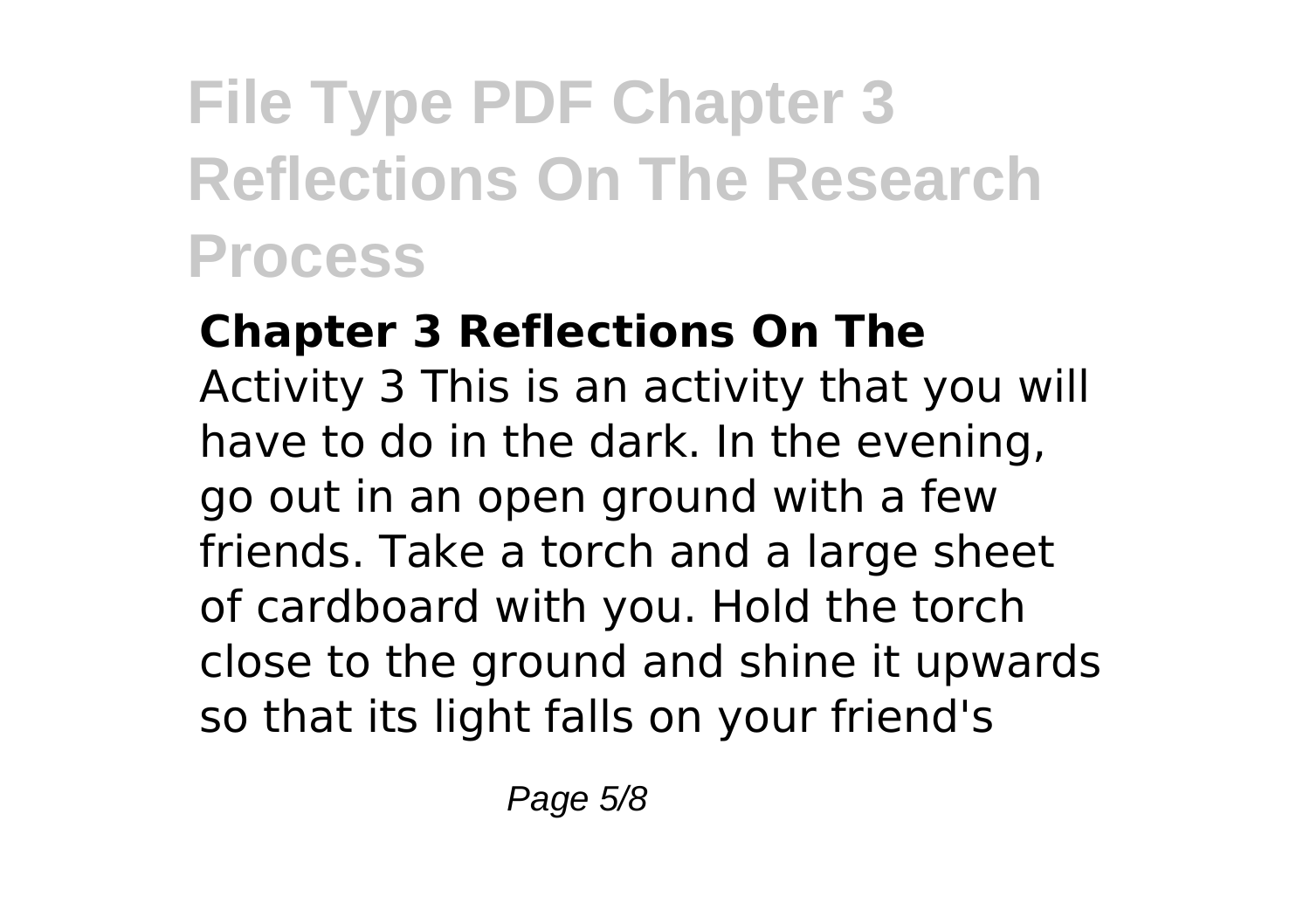## Chapter 3 Reflections On The

Activity 3 This is an activity that you will have to do in the dark. In the evening, go out in an open ground with a few friends. Take a torch and a large sheet of cardboard with you. Hold the torch close to the ground and shine it upwards so that its light falls on your friend's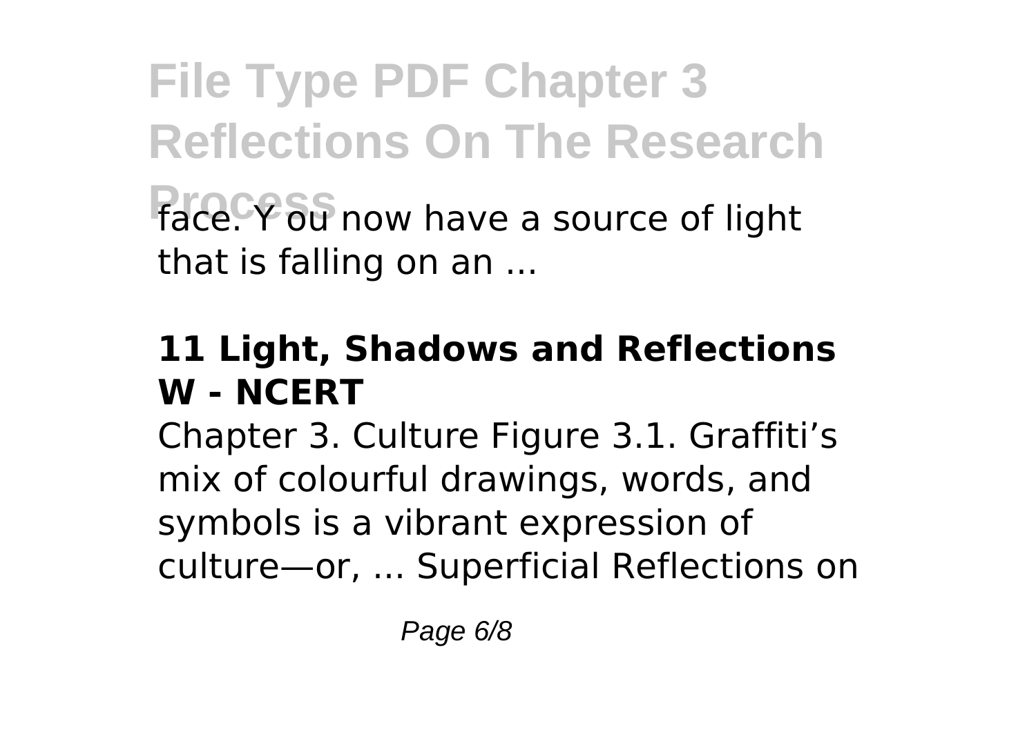face. Y ou now have a source of light that is falling on an ...

### 11 Light, Shadows and Reflections W - NCERT

Chapter 3. Culture Figure 3.1. Graffiti's mix of colourful drawings, words, and symbols is a vibrant expression of culture—or, ... Superficial Reflections on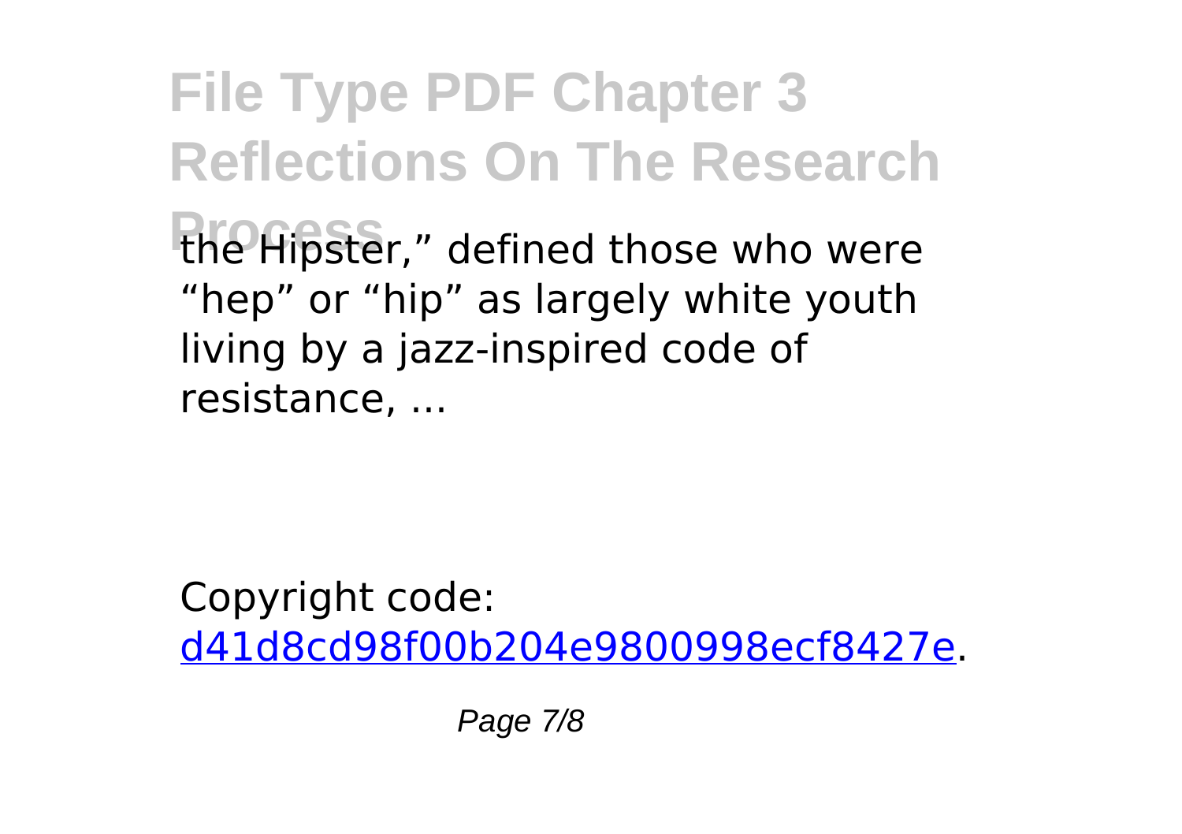the Hipster," defined those who were "hep" or "hip" as largely white youth living by a jazz-inspired code of resistance, ...

Copyright code: [d41d8cd98f00b204e9800998ecf8427e](d41d8cd98f00b204e9800998ecf8427e).